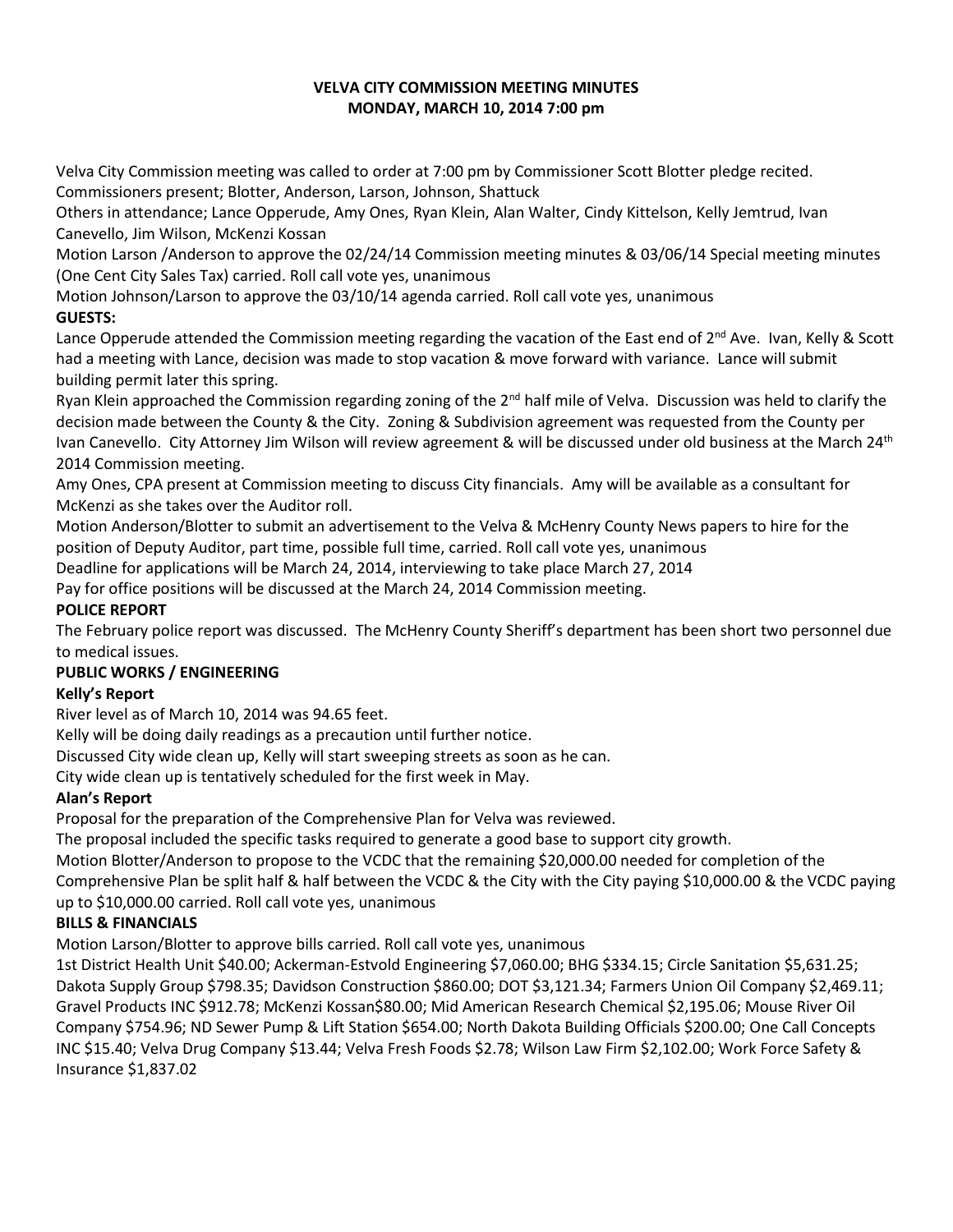**VELVA CITY COMMISSION MEETING MINUTES**
**MONDAY, MARCH 10, 2014 7:00 pm**

Velva City Commission meeting was called to order at 7:00 pm by Commissioner Scott Blotter pledge recited.
Commissioners present; Blotter, Anderson, Larson, Johnson, Shattuck
Others in attendance; Lance Opperude, Amy Ones, Ryan Klein, Alan Walter, Cindy Kittelson, Kelly Jemtrud, Ivan Canevello, Jim Wilson, McKenzi Kossan
Motion Larson /Anderson to approve the 02/24/14 Commission meeting minutes & 03/06/14 Special meeting minutes (One Cent City Sales Tax) carried. Roll call vote yes, unanimous
Motion Johnson/Larson to approve the 03/10/14 agenda carried. Roll call vote yes, unanimous

**GUESTS:**

Lance Opperude attended the Commission meeting regarding the vacation of the East end of 2nd Ave. Ivan, Kelly & Scott had a meeting with Lance, decision was made to stop vacation & move forward with variance. Lance will submit building permit later this spring.
Ryan Klein approached the Commission regarding zoning of the 2nd half mile of Velva. Discussion was held to clarify the decision made between the County & the City. Zoning & Subdivision agreement was requested from the County per Ivan Canevello. City Attorney Jim Wilson will review agreement & will be discussed under old business at the March 24th 2014 Commission meeting.
Amy Ones, CPA present at Commission meeting to discuss City financials. Amy will be available as a consultant for McKenzi as she takes over the Auditor roll.
Motion Anderson/Blotter to submit an advertisement to the Velva & McHenry County News papers to hire for the position of Deputy Auditor, part time, possible full time, carried. Roll call vote yes, unanimous
Deadline for applications will be March 24, 2014, interviewing to take place March 27, 2014
Pay for office positions will be discussed at the March 24, 2014 Commission meeting.

**POLICE REPORT**

The February police report was discussed. The McHenry County Sheriff's department has been short two personnel due to medical issues.

**PUBLIC WORKS / ENGINEERING**

**Kelly's Report**

River level as of March 10, 2014 was 94.65 feet.
Kelly will be doing daily readings as a precaution until further notice.
Discussed City wide clean up, Kelly will start sweeping streets as soon as he can.
City wide clean up is tentatively scheduled for the first week in May.

**Alan's Report**

Proposal for the preparation of the Comprehensive Plan for Velva was reviewed.
The proposal included the specific tasks required to generate a good base to support city growth.
Motion Blotter/Anderson to propose to the VCDC that the remaining $20,000.00 needed for completion of the Comprehensive Plan be split half & half between the VCDC & the City with the City paying $10,000.00 & the VCDC paying up to $10,000.00 carried. Roll call vote yes, unanimous

**BILLS & FINANCIALS**

Motion Larson/Blotter to approve bills carried. Roll call vote yes, unanimous
1st District Health Unit $40.00; Ackerman-Estvold Engineering $7,060.00; BHG $334.15; Circle Sanitation $5,631.25; Dakota Supply Group $798.35; Davidson Construction $860.00; DOT $3,121.34; Farmers Union Oil Company $2,469.11; Gravel Products INC $912.78; McKenzi Kossan$80.00; Mid American Research Chemical $2,195.06; Mouse River Oil Company $754.96; ND Sewer Pump & Lift Station $654.00; North Dakota Building Officials $200.00; One Call Concepts INC $15.40; Velva Drug Company $13.44; Velva Fresh Foods $2.78; Wilson Law Firm $2,102.00; Work Force Safety & Insurance $1,837.02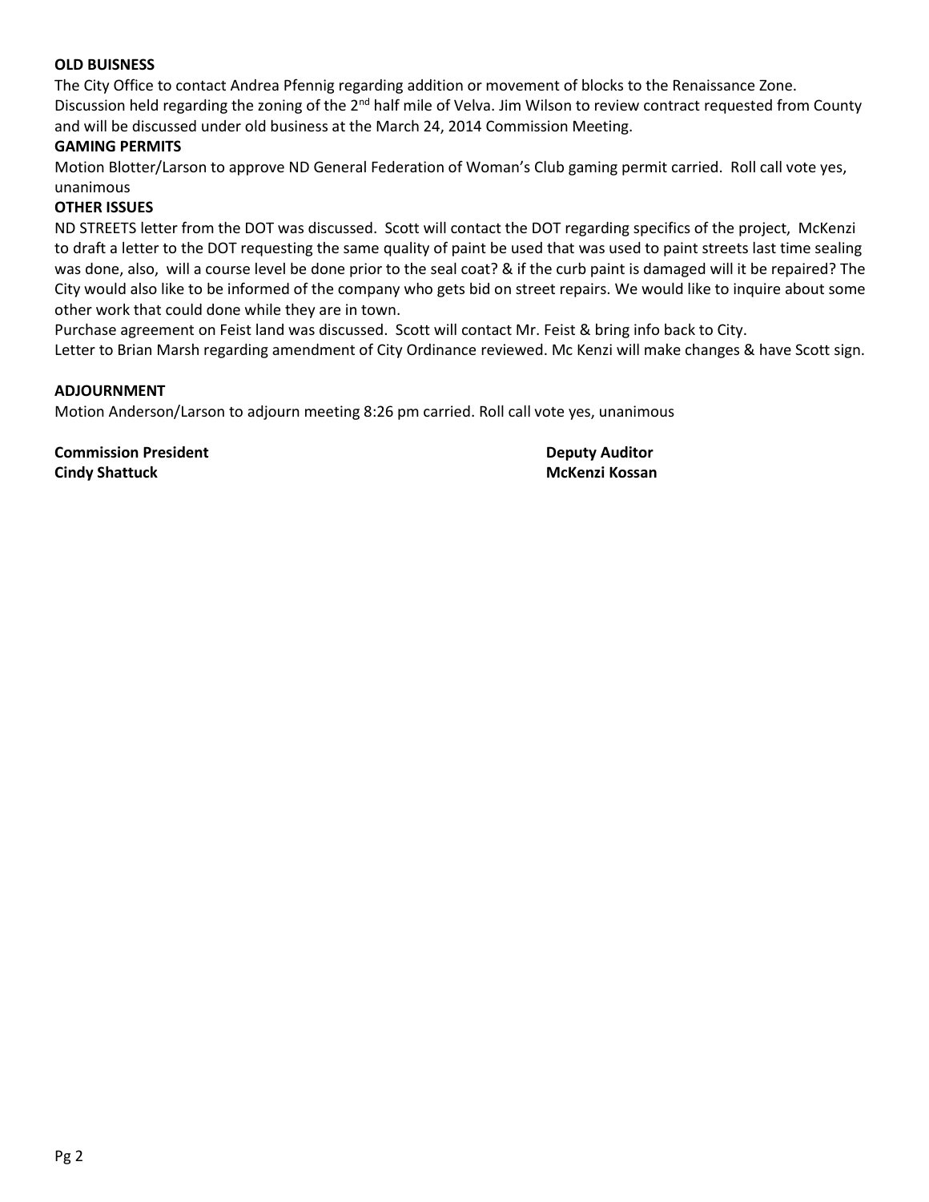**OLD BUISNESS**

The City Office to contact Andrea Pfennig regarding addition or movement of blocks to the Renaissance Zone. Discussion held regarding the zoning of the 2nd half mile of Velva. Jim Wilson to review contract requested from County and will be discussed under old business at the March 24, 2014 Commission Meeting.

**GAMING PERMITS**

Motion Blotter/Larson to approve ND General Federation of Woman's Club gaming permit carried. Roll call vote yes, unanimous

**OTHER ISSUES**

ND STREETS letter from the DOT was discussed. Scott will contact the DOT regarding specifics of the project, McKenzi to draft a letter to the DOT requesting the same quality of paint be used that was used to paint streets last time sealing was done, also, will a course level be done prior to the seal coat? & if the curb paint is damaged will it be repaired? The City would also like to be informed of the company who gets bid on street repairs. We would like to inquire about some other work that could done while they are in town.

Purchase agreement on Feist land was discussed. Scott will contact Mr. Feist & bring info back to City.

Letter to Brian Marsh regarding amendment of City Ordinance reviewed. Mc Kenzi will make changes & have Scott sign.

**ADJOURNMENT**

Motion Anderson/Larson to adjourn meeting 8:26 pm carried. Roll call vote yes, unanimous

**Commission President**
**Cindy Shattuck**

**Deputy Auditor**
**McKenzi Kossan**